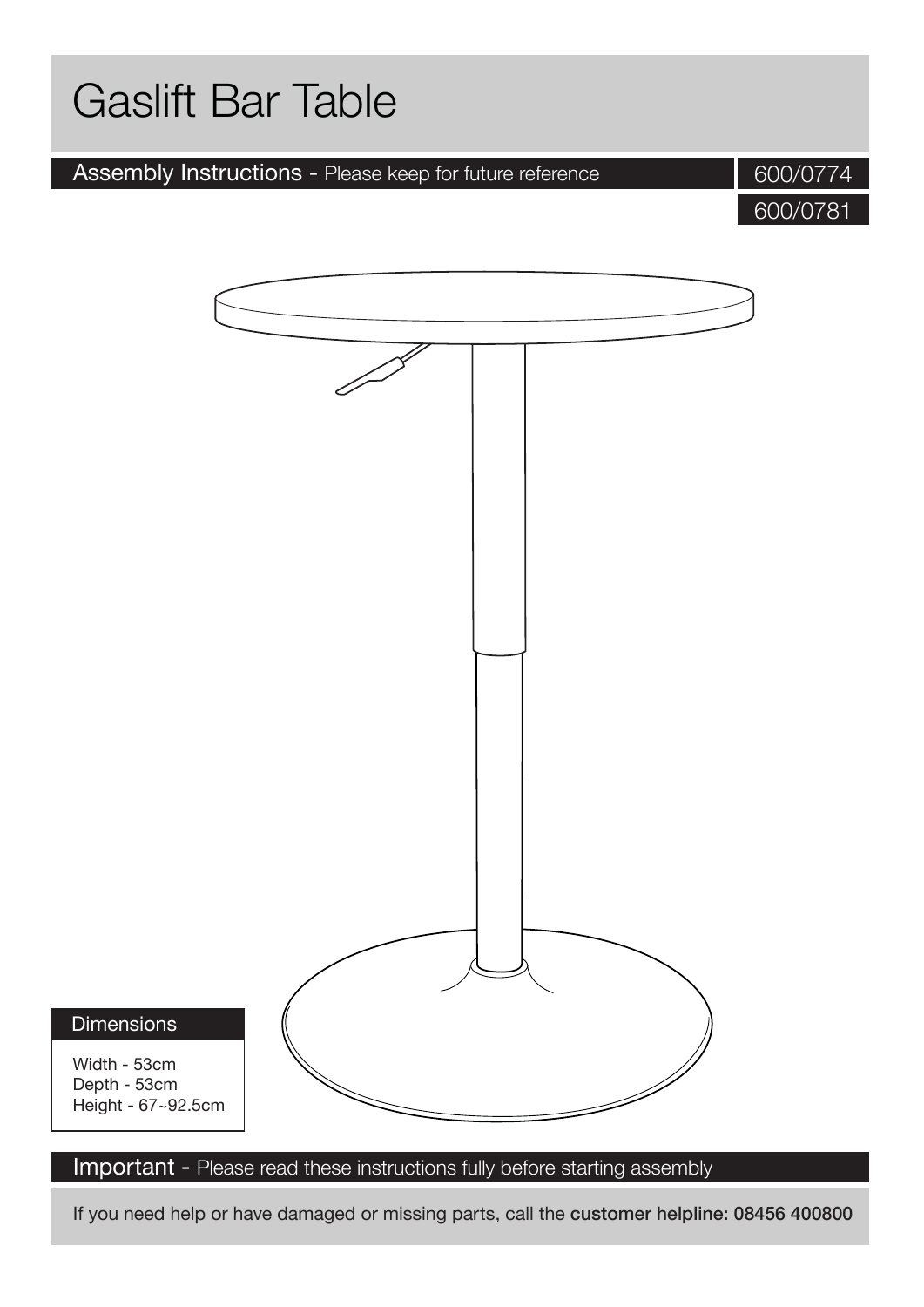# Gaslift Bar Table

**Assembly Instructions** - Please keep for future reference

600/0774

600/0781

**Dimensions**

Width - 53cm
Depth - 53cm
Height - 67~92.5cm

**Important** - Please read these instructions fully before starting assembly

If you need help or have damaged or missing parts, call the **customer helpline: 08456 400800**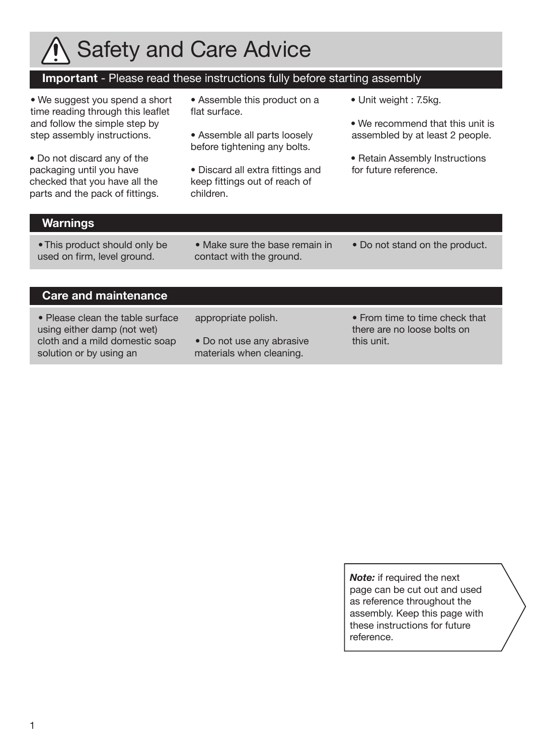# Safety and Care Advice

## **Important** - Please read these instructions fully before starting assembly

- We suggest you spend a short time reading through this leaflet and follow the simple step by step assembly instructions.
- Do not discard any of the packaging until you have checked that you have all the parts and the pack of fittings.
- Assemble this product on a flat surface.
- Assemble all parts loosely before tightening any bolts.
- Discard all extra fittings and keep fittings out of reach of children.
- Unit weight : 7.5kg.
- We recommend that this unit is assembled by at least 2 people.
- Retain Assembly Instructions for future reference.

## Warnings

- This product should only be used on firm, level ground.
- Make sure the base remain in contact with the ground.
- Do not stand on the product.

## Care and maintenance

- Please clean the table surface using either damp (not wet) cloth and a mild domestic soap solution or by using an appropriate polish.
- Do not use any abrasive materials when cleaning.
- From time to time check that there are no loose bolts on this unit.

***Note:*** if required the next page can be cut out and used as reference throughout the assembly. Keep this page with these instructions for future reference.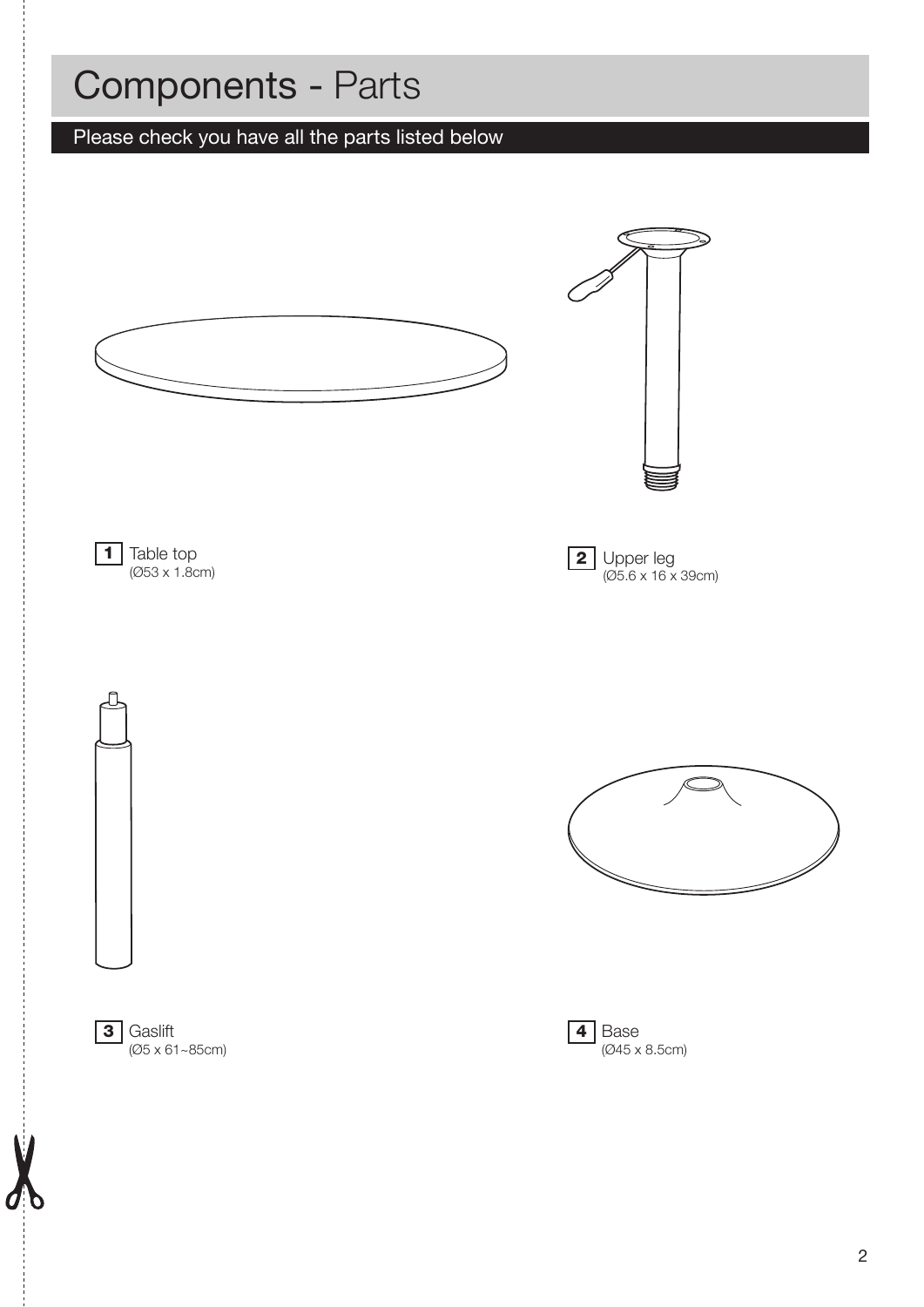# Components - Parts

## Please check you have all the parts listed below

**1** Table top
(Ø53 x 1.8cm)

**2** Upper leg
(Ø5.6 x 16 x 39cm)

**3** Gaslift
(Ø5 x 61~85cm)

**4** Base
(Ø45 x 8.5cm)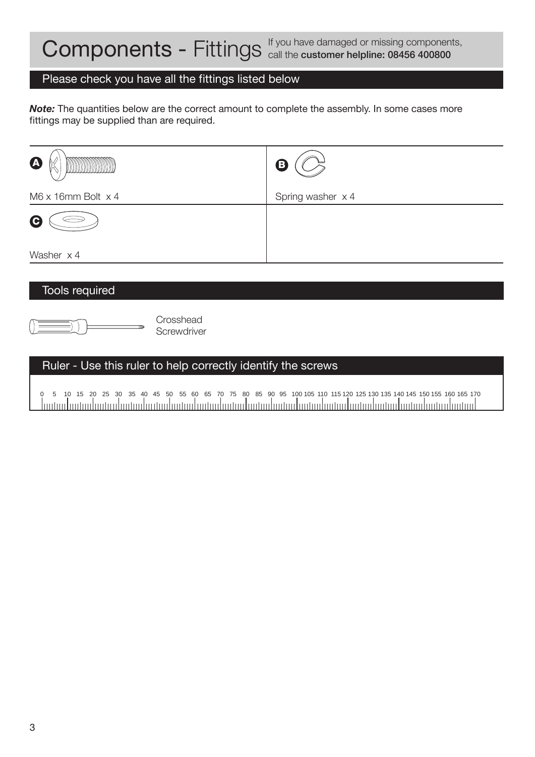# Components - Fittings

If you have damaged or missing components, call the **customer helpline: 08456 400800**

## Please check you have all the fittings listed below

***Note:*** The quantities below are the correct amount to complete the assembly. In some cases more fittings may be supplied than are required.

| | |
|---|---|
| **A** M6 x 16mm Bolt x 4 | **B** Spring washer x 4 |
| **C** Washer x 4 | |

## Tools required

Crosshead Screwdriver

## Ruler - Use this ruler to help correctly identify the screws

0 5 10 15 20 25 30 35 40 45 50 55 60 65 70 75 80 85 90 95 100 105 110 115 120 125 130 135 140 145 150 155 160 165 170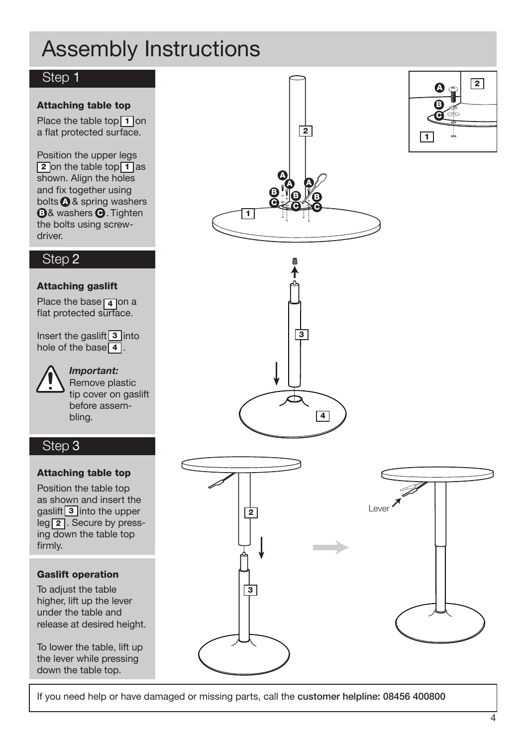# Assembly Instructions

## Step 1

**Attaching table top**

Place the table top 1 on a flat protected surface.

Position the upper legs 2 on the table top 1 as shown. Align the holes and fix together using bolts A & spring washers B & washers C. Tighten the bolts using screw-driver.

## Step 2

**Attaching gaslift**

Place the base 4 on a flat protected surface.

Insert the gaslift 3 into hole of the base 4.

***Important:*** Remove plastic tip cover on gaslift before assembling.

## Step 3

**Attaching table top**

Position the table top as shown and insert the gaslift 3 into the upper leg 2. Secure by pressing down the table top firmly.

**Gaslift operation**

To adjust the table higher, lift up the lever under the table and release at desired height.

To lower the table, lift up the lever while pressing down the table top.

Lever

If you need help or have damaged or missing parts, call the **customer helpline: 08456 400800**